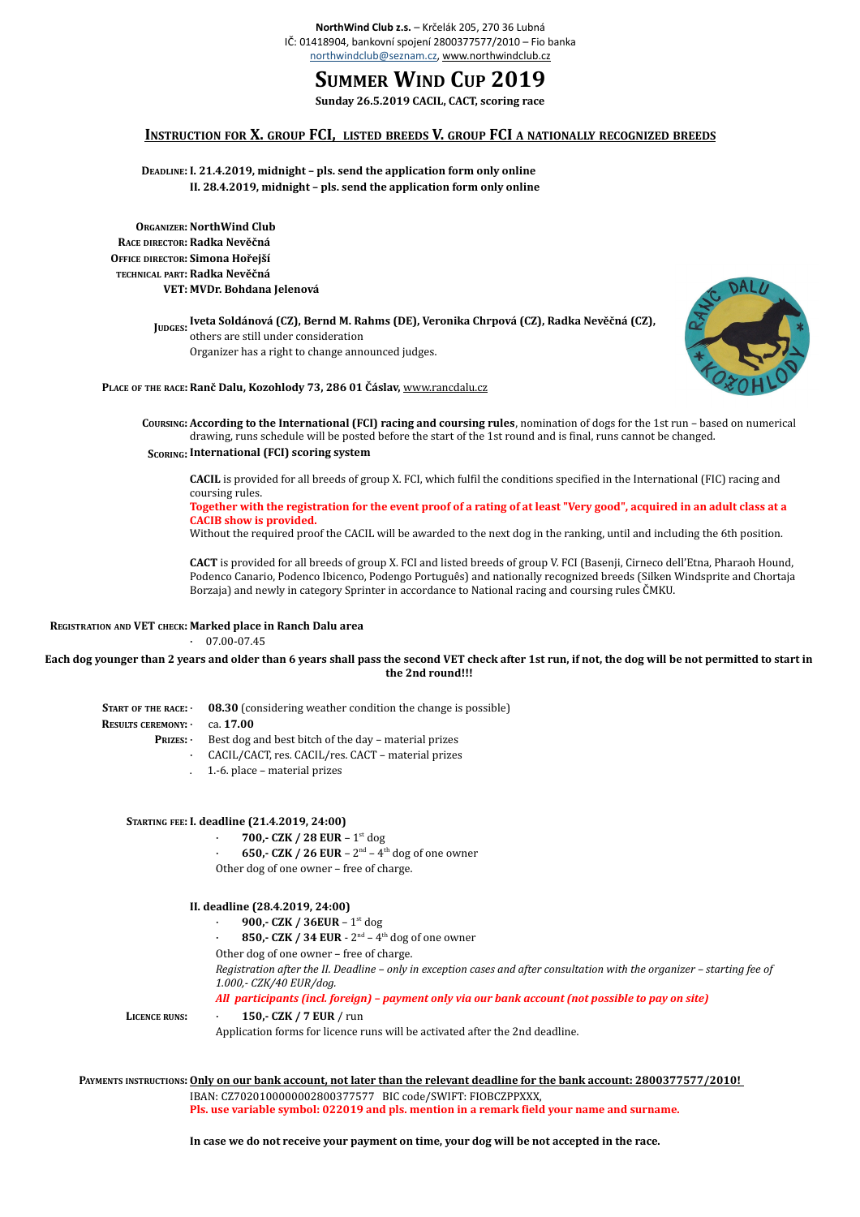**NorthWind Club z.s.** – Krčelák 205, 270 36 Lubná
IČ: 01418904, bankovní spojení 2800377577/2010 – Fio banka
northwindclub@seznam.cz, www.northwindclub.cz

# Summer Wind Cup 2019

**Sunday 26.5.2019 CACIL, CACT, scoring race**

## Instruction for X. group FCI, listed breeds V. group FCI a nationally recognized breeds

**Deadline:** **I. 21.4.2019, midnight – pls. send the application form only online**
**II. 28.4.2019, midnight – pls. send the application form only online**

**Organizer:** **NorthWind Club**
**Race director:** **Radka Nevěčná**
**Office director:** **Simona Hořejší**
**Technical part:** **Radka Nevěčná**
**VET:** **MVDr. Bohdana Jelenová**

**Judges:** **Iveta Soldánová (CZ), Bernd M. Rahms (DE), Veronika Chrpová (CZ), Radka Nevěčná (CZ),** others are still under consideration
Organizer has a right to change announced judges.

**Place of the race:** **Ranč Dalu, Kozohlody 73, 286 01 Čáslav,** www.rancdalu.cz

**Coursing:** **According to the International (FCI) racing and coursing rules**, nomination of dogs for the 1st run – based on numerical drawing, runs schedule will be posted before the start of the 1st round and is final, runs cannot be changed.

**Scoring:** **International (FCI) scoring system**

**CACIL** is provided for all breeds of group X. FCI, which fulfil the conditions specified in the International (FIC) racing and coursing rules.
**Together with the registration for the event proof of a rating of at least "Very good", acquired in an adult class at a CACIB show is provided.**
Without the required proof the CACIL will be awarded to the next dog in the ranking, until and including the 6th position.

**CACT** is provided for all breeds of group X. FCI and listed breeds of group V. FCI (Basenji, Cirneco dell'Etna, Pharaoh Hound, Podenco Canario, Podenco Ibicenco, Podengo Português) and nationally recognized breeds (Silken Windsprite and Chortaja Borzaja) and newly in category Sprinter in accordance to National racing and coursing rules ČMKU.

**Registration and VET check:** **Marked place in Ranch Dalu area**
- 07.00-07.45

**Each dog younger than 2 years and older than 6 years shall pass the second VET check after 1st run, if not, the dog will be not permitted to start in the 2nd round!!!**

**Start of the race:** · **08.30** (considering weather condition the change is possible)
**Results ceremony:** · ca. **17.00**
**Prizes:**
- Best dog and best bitch of the day – material prizes
- CACIL/CACT, res. CACIL/res. CACT – material prizes
- 1.-6. place – material prizes

**Starting fee:** **I. deadline (21.4.2019, 24:00)**
- **700,- CZK / 28 EUR** – 1st dog
- **650,- CZK / 26 EUR** – 2nd – 4th dog of one owner

Other dog of one owner – free of charge.

**II. deadline (28.4.2019, 24:00)**
- **900,- CZK / 36EUR** – 1st dog
- **850,- CZK / 34 EUR** - 2nd – 4th dog of one owner

Other dog of one owner – free of charge.
*Registration after the II. Deadline – only in exception cases and after consultation with the organizer – starting fee of 1.000,- CZK/40 EUR/dog.*
***All participants (incl. foreign) – payment only via our bank account (not possible to pay on site)***

**Licence runs:** · **150,- CZK / 7 EUR** / run
Application forms for licence runs will be activated after the 2nd deadline.

**Payments instructions:** **Only on our bank account, not later than the relevant deadline for the bank account: 2800377577/2010!**
IBAN: CZ7020100000002800377577 BIC code/SWIFT: FIOBCZPPXXX,
**Pls. use variable symbol: 022019 and pls. mention in a remark field your name and surname.**

**In case we do not receive your payment on time, your dog will be not accepted in the race.**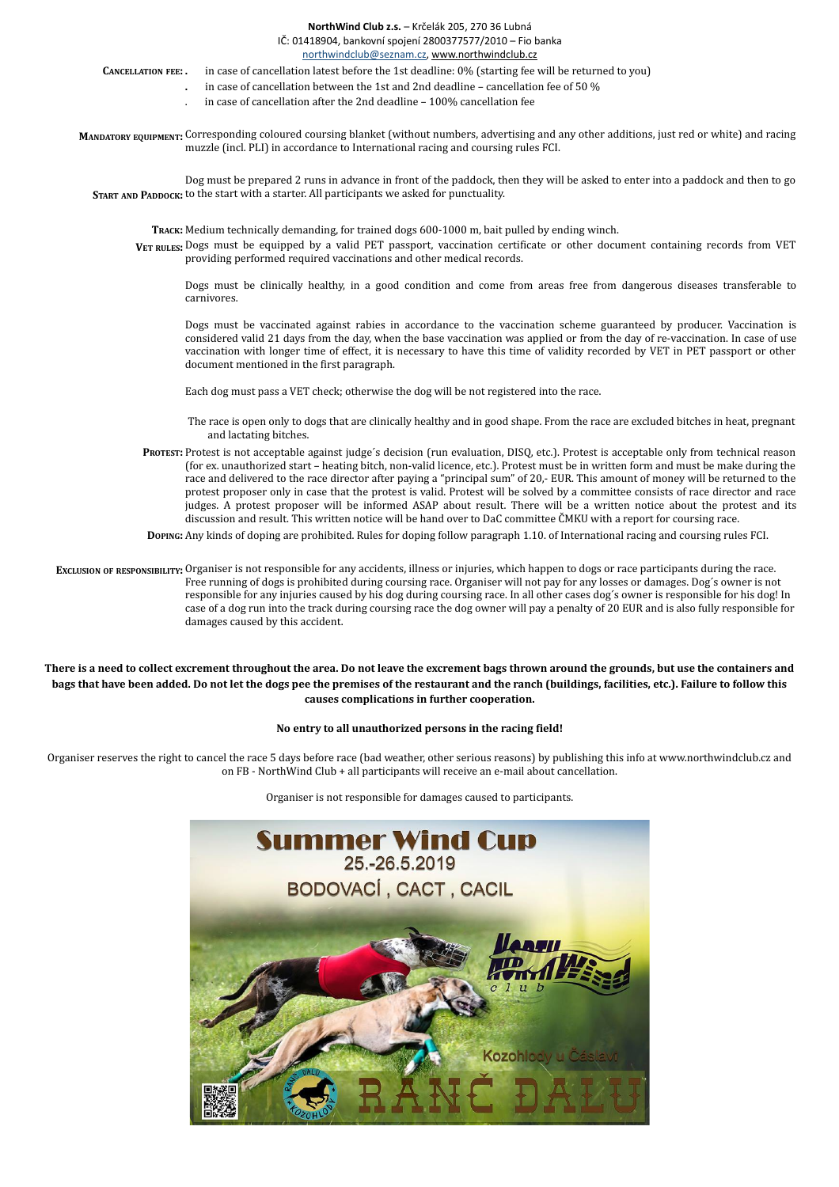**NorthWind Club z.s.** – Krčelák 205, 270 36 Lubná
IČ: 01418904, bankovní spojení 2800377577/2010 – Fio banka
northwindclub@seznam.cz, www.northwindclub.cz

**Cancellation fee:**

- in case of cancellation latest before the 1st deadline: 0% (starting fee will be returned to you)
- in case of cancellation between the 1st and 2nd deadline – cancellation fee of 50 %
- in case of cancellation after the 2nd deadline – 100% cancellation fee

**Mandatory equipment:** Corresponding coloured coursing blanket (without numbers, advertising and any other additions, just red or white) and racing muzzle (incl. PLI) in accordance to International racing and coursing rules FCI.

**Start and Paddock:** Dog must be prepared 2 runs in advance in front of the paddock, then they will be asked to enter into a paddock and then to go to the start with a starter. All participants we asked for punctuality.

**Track:** Medium technically demanding, for trained dogs 600-1000 m, bait pulled by ending winch.

**Vet rules:** Dogs must be equipped by a valid PET passport, vaccination certificate or other document containing records from VET providing performed required vaccinations and other medical records.

Dogs must be clinically healthy, in a good condition and come from areas free from dangerous diseases transferable to carnivores.

Dogs must be vaccinated against rabies in accordance to the vaccination scheme guaranteed by producer. Vaccination is considered valid 21 days from the day, when the base vaccination was applied or from the day of re-vaccination. In case of use vaccination with longer time of effect, it is necessary to have this time of validity recorded by VET in PET passport or other document mentioned in the first paragraph.

Each dog must pass a VET check; otherwise the dog will be not registered into the race.

The race is open only to dogs that are clinically healthy and in good shape. From the race are excluded bitches in heat, pregnant and lactating bitches.

**Protest:** Protest is not acceptable against judge´s decision (run evaluation, DISQ, etc.). Protest is acceptable only from technical reason (for ex. unauthorized start – heating bitch, non-valid licence, etc.). Protest must be in written form and must be make during the race and delivered to the race director after paying a "principal sum" of 20,- EUR. This amount of money will be returned to the protest proposer only in case that the protest is valid. Protest will be solved by a committee consists of race director and race judges. A protest proposer will be informed ASAP about result. There will be a written notice about the protest and its discussion and result. This written notice will be hand over to DaC committee ČMKU with a report for coursing race.

**Doping:** Any kinds of doping are prohibited. Rules for doping follow paragraph 1.10. of International racing and coursing rules FCI.

**Exclusion of responsibility:** Organiser is not responsible for any accidents, illness or injuries, which happen to dogs or race participants during the race. Free running of dogs is prohibited during coursing race. Organiser will not pay for any losses or damages. Dog´s owner is not responsible for any injuries caused by his dog during coursing race. In all other cases dog´s owner is responsible for his dog! In case of a dog run into the track during coursing race the dog owner will pay a penalty of 20 EUR and is also fully responsible for damages caused by this accident.

**There is a need to collect excrement throughout the area. Do not leave the excrement bags thrown around the grounds, but use the containers and bags that have been added. Do not let the dogs pee the premises of the restaurant and the ranch (buildings, facilities, etc.). Failure to follow this causes complications in further cooperation.**

**No entry to all unauthorized persons in the racing field!**

Organiser reserves the right to cancel the race 5 days before race (bad weather, other serious reasons) by publishing this info at www.northwindclub.cz and on FB - NorthWind Club + all participants will receive an e-mail about cancellation.

Organiser is not responsible for damages caused to participants.

Summer Wind Cup
25.-26.5.2019
BODOVACÍ , CACT , CACIL
North Wind club
Kozohlody u Čáslavi
RANČ DALU